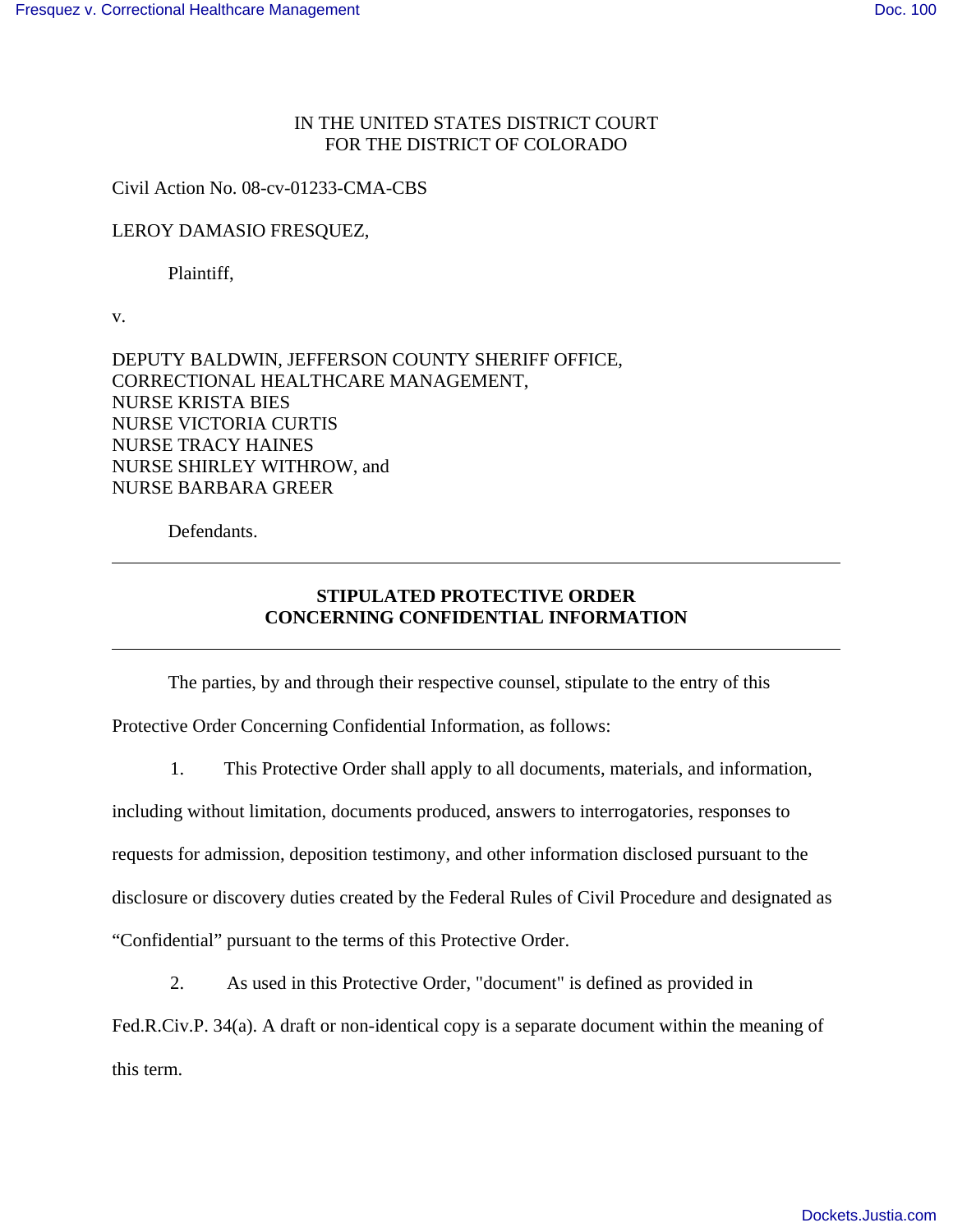IN THE UNITED STATES DISTRICT COURT
FOR THE DISTRICT OF COLORADO

Civil Action No. 08-cv-01233-CMA-CBS

LEROY DAMASIO FRESQUEZ,

Plaintiff,

v.

DEPUTY BALDWIN, JEFFERSON COUNTY SHERIFF OFFICE,
CORRECTIONAL HEALTHCARE MANAGEMENT,
NURSE KRISTA BIES
NURSE VICTORIA CURTIS
NURSE TRACY HAINES
NURSE SHIRLEY WITHROW, and
NURSE BARBARA GREER

Defendants.

---

**STIPULATED PROTECTIVE ORDER**
**CONCERNING CONFIDENTIAL INFORMATION**

---

The parties, by and through their respective counsel, stipulate to the entry of this Protective Order Concerning Confidential Information, as follows:

1. This Protective Order shall apply to all documents, materials, and information, including without limitation, documents produced, answers to interrogatories, responses to requests for admission, deposition testimony, and other information disclosed pursuant to the disclosure or discovery duties created by the Federal Rules of Civil Procedure and designated as "Confidential" pursuant to the terms of this Protective Order.

2. As used in this Protective Order, "document" is defined as provided in Fed.R.Civ.P. 34(a). A draft or non-identical copy is a separate document within the meaning of this term.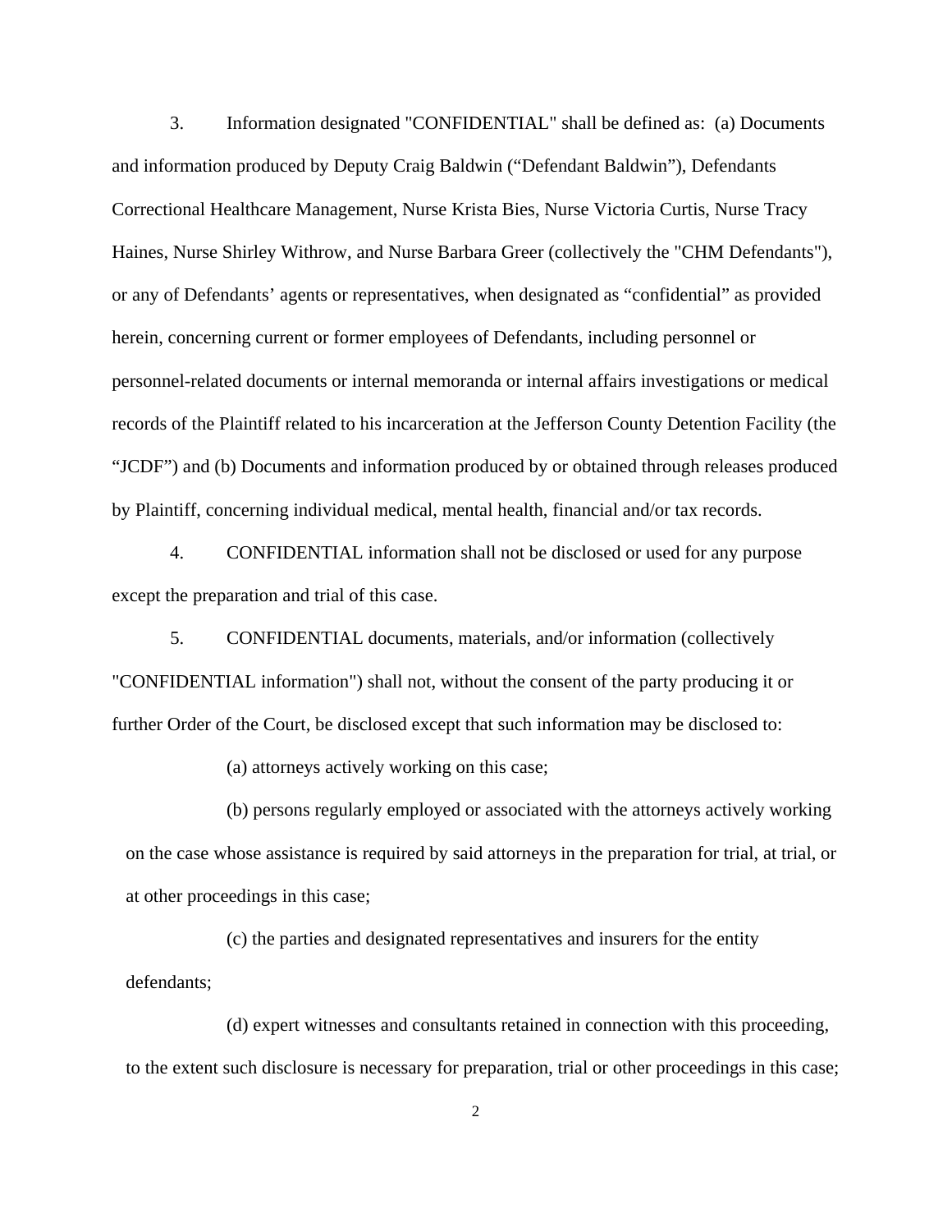3. Information designated "CONFIDENTIAL" shall be defined as: (a) Documents and information produced by Deputy Craig Baldwin ("Defendant Baldwin"), Defendants Correctional Healthcare Management, Nurse Krista Bies, Nurse Victoria Curtis, Nurse Tracy Haines, Nurse Shirley Withrow, and Nurse Barbara Greer (collectively the "CHM Defendants"), or any of Defendants' agents or representatives, when designated as "confidential" as provided herein, concerning current or former employees of Defendants, including personnel or personnel-related documents or internal memoranda or internal affairs investigations or medical records of the Plaintiff related to his incarceration at the Jefferson County Detention Facility (the "JCDF") and (b) Documents and information produced by or obtained through releases produced by Plaintiff, concerning individual medical, mental health, financial and/or tax records.

4. CONFIDENTIAL information shall not be disclosed or used for any purpose except the preparation and trial of this case.

5. CONFIDENTIAL documents, materials, and/or information (collectively "CONFIDENTIAL information") shall not, without the consent of the party producing it or further Order of the Court, be disclosed except that such information may be disclosed to:

(a) attorneys actively working on this case;

(b) persons regularly employed or associated with the attorneys actively working on the case whose assistance is required by said attorneys in the preparation for trial, at trial, or at other proceedings in this case;

(c) the parties and designated representatives and insurers for the entity defendants;

(d) expert witnesses and consultants retained in connection with this proceeding, to the extent such disclosure is necessary for preparation, trial or other proceedings in this case;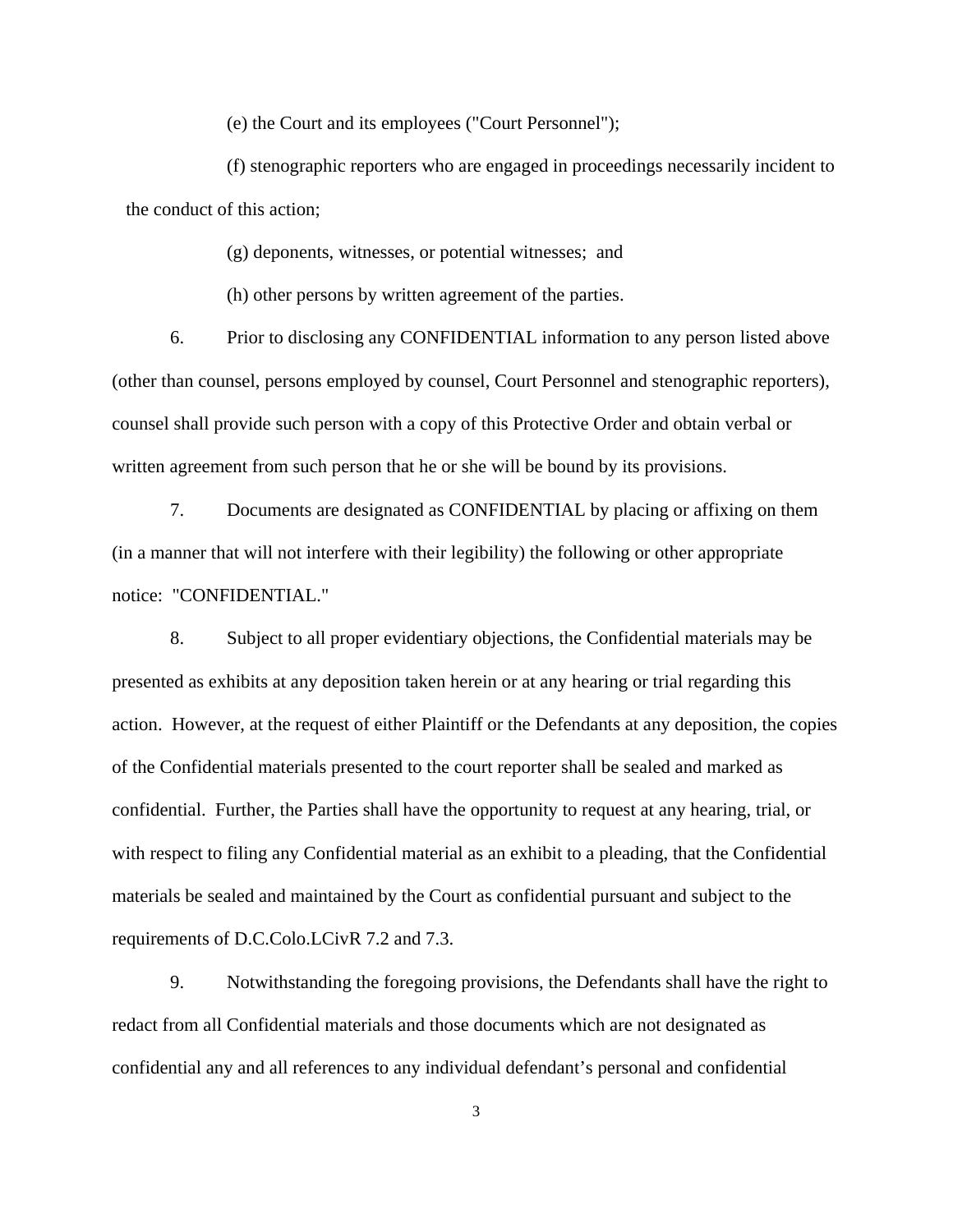(e) the Court and its employees ("Court Personnel");

(f) stenographic reporters who are engaged in proceedings necessarily incident to the conduct of this action;

(g) deponents, witnesses, or potential witnesses; and

(h) other persons by written agreement of the parties.

6. Prior to disclosing any CONFIDENTIAL information to any person listed above (other than counsel, persons employed by counsel, Court Personnel and stenographic reporters), counsel shall provide such person with a copy of this Protective Order and obtain verbal or written agreement from such person that he or she will be bound by its provisions.

7. Documents are designated as CONFIDENTIAL by placing or affixing on them (in a manner that will not interfere with their legibility) the following or other appropriate notice: "CONFIDENTIAL."

8. Subject to all proper evidentiary objections, the Confidential materials may be presented as exhibits at any deposition taken herein or at any hearing or trial regarding this action. However, at the request of either Plaintiff or the Defendants at any deposition, the copies of the Confidential materials presented to the court reporter shall be sealed and marked as confidential. Further, the Parties shall have the opportunity to request at any hearing, trial, or with respect to filing any Confidential material as an exhibit to a pleading, that the Confidential materials be sealed and maintained by the Court as confidential pursuant and subject to the requirements of D.C.Colo.LCivR 7.2 and 7.3.

9. Notwithstanding the foregoing provisions, the Defendants shall have the right to redact from all Confidential materials and those documents which are not designated as confidential any and all references to any individual defendant's personal and confidential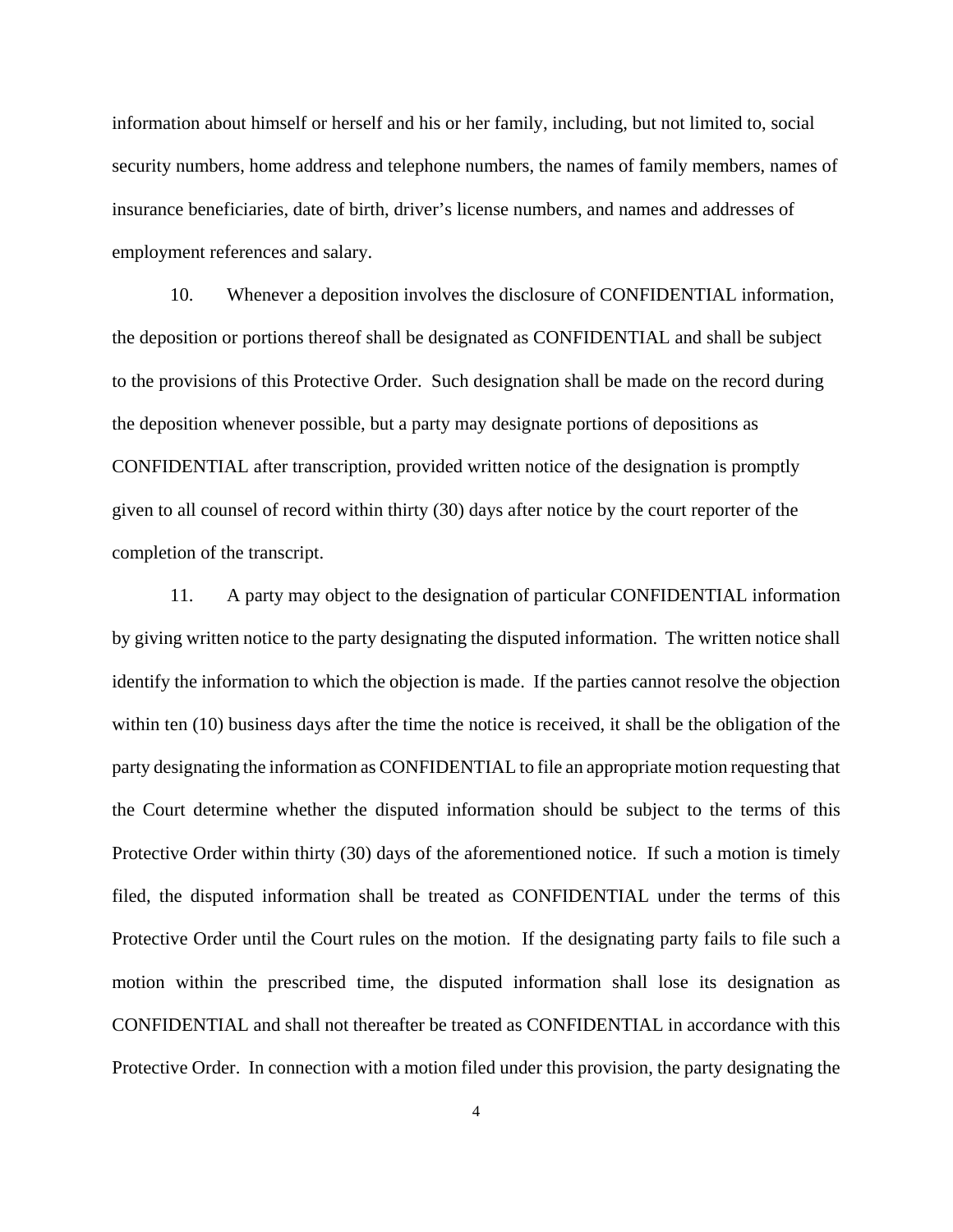information about himself or herself and his or her family, including, but not limited to, social security numbers, home address and telephone numbers, the names of family members, names of insurance beneficiaries, date of birth, driver's license numbers, and names and addresses of employment references and salary.

10. Whenever a deposition involves the disclosure of CONFIDENTIAL information, the deposition or portions thereof shall be designated as CONFIDENTIAL and shall be subject to the provisions of this Protective Order. Such designation shall be made on the record during the deposition whenever possible, but a party may designate portions of depositions as CONFIDENTIAL after transcription, provided written notice of the designation is promptly given to all counsel of record within thirty (30) days after notice by the court reporter of the completion of the transcript.

11. A party may object to the designation of particular CONFIDENTIAL information by giving written notice to the party designating the disputed information. The written notice shall identify the information to which the objection is made. If the parties cannot resolve the objection within ten (10) business days after the time the notice is received, it shall be the obligation of the party designating the information as CONFIDENTIAL to file an appropriate motion requesting that the Court determine whether the disputed information should be subject to the terms of this Protective Order within thirty (30) days of the aforementioned notice. If such a motion is timely filed, the disputed information shall be treated as CONFIDENTIAL under the terms of this Protective Order until the Court rules on the motion. If the designating party fails to file such a motion within the prescribed time, the disputed information shall lose its designation as CONFIDENTIAL and shall not thereafter be treated as CONFIDENTIAL in accordance with this Protective Order. In connection with a motion filed under this provision, the party designating the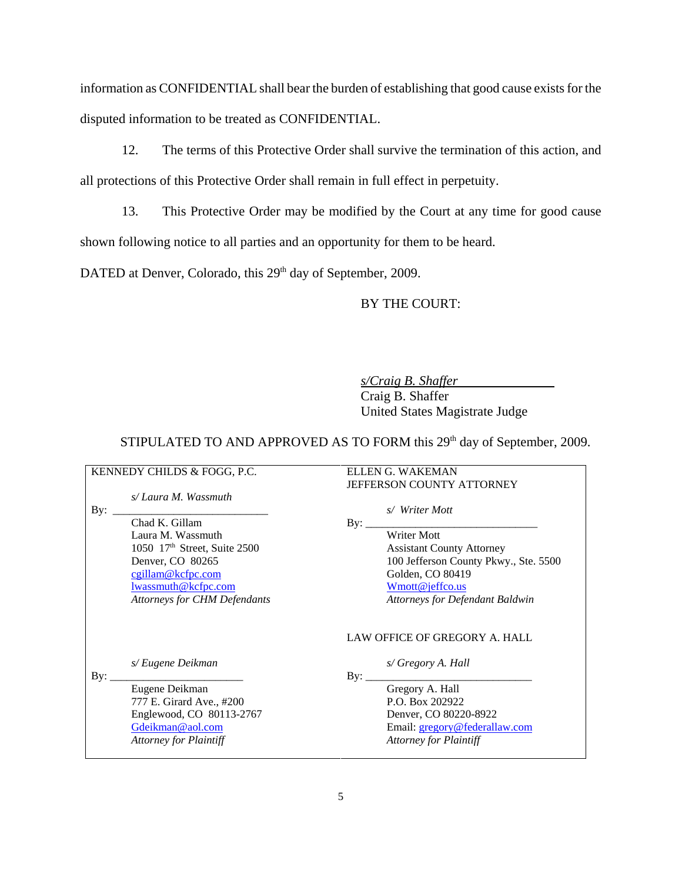information as CONFIDENTIAL shall bear the burden of establishing that good cause exists for the disputed information to be treated as CONFIDENTIAL.

12. The terms of this Protective Order shall survive the termination of this action, and all protections of this Protective Order shall remain in full effect in perpetuity.

13. This Protective Order may be modified by the Court at any time for good cause shown following notice to all parties and an opportunity for them to be heard.

DATED at Denver, Colorado, this 29th day of September, 2009.

BY THE COURT:

*s/Craig B. Shaffer*
Craig B. Shaffer
United States Magistrate Judge

STIPULATED TO AND APPROVED AS TO FORM this 29th day of September, 2009.

| | |
|---|---|
| KENNEDY CHILDS & FOGG, P.C.<br><br>*s/ Laura M. Wassmuth*<br>By: \_\_\_\_\_\_\_\_\_\_\_\_\_\_\_\_\_\_\_\_\_\_\_\_\_<br>Chad K. Gillam<br>Laura M. Wassmuth<br>1050 17th Street, Suite 2500<br>Denver, CO 80265<br>cgillam@kcfpc.com<br>lwassmuth@kcfpc.com<br>*Attorneys for CHM Defendants* | ELLEN G. WAKEMAN<br>JEFFERSON COUNTY ATTORNEY<br><br>*s/ Writer Mott*<br>By: \_\_\_\_\_\_\_\_\_\_\_\_\_\_\_\_\_\_\_\_\_\_\_\_\_<br>Writer Mott<br>Assistant County Attorney<br>100 Jefferson County Pkwy., Ste. 5500<br>Golden, CO 80419<br>Wmott@jeffco.us<br>*Attorneys for Defendant Baldwin* |
| *s/ Eugene Deikman*<br>By: \_\_\_\_\_\_\_\_\_\_\_\_\_\_\_\_\_\_\_\_\_\_\_\_\_<br>Eugene Deikman<br>777 E. Girard Ave., #200<br>Englewood, CO 80113-2767<br>Gdeikman@aol.com<br>*Attorney for Plaintiff* | LAW OFFICE OF GREGORY A. HALL<br><br>*s/ Gregory A. Hall*<br>By: \_\_\_\_\_\_\_\_\_\_\_\_\_\_\_\_\_\_\_\_\_\_\_\_\_<br>Gregory A. Hall<br>P.O. Box 202922<br>Denver, CO 80220-8922<br>Email: gregory@federallaw.com<br>*Attorney for Plaintiff* |